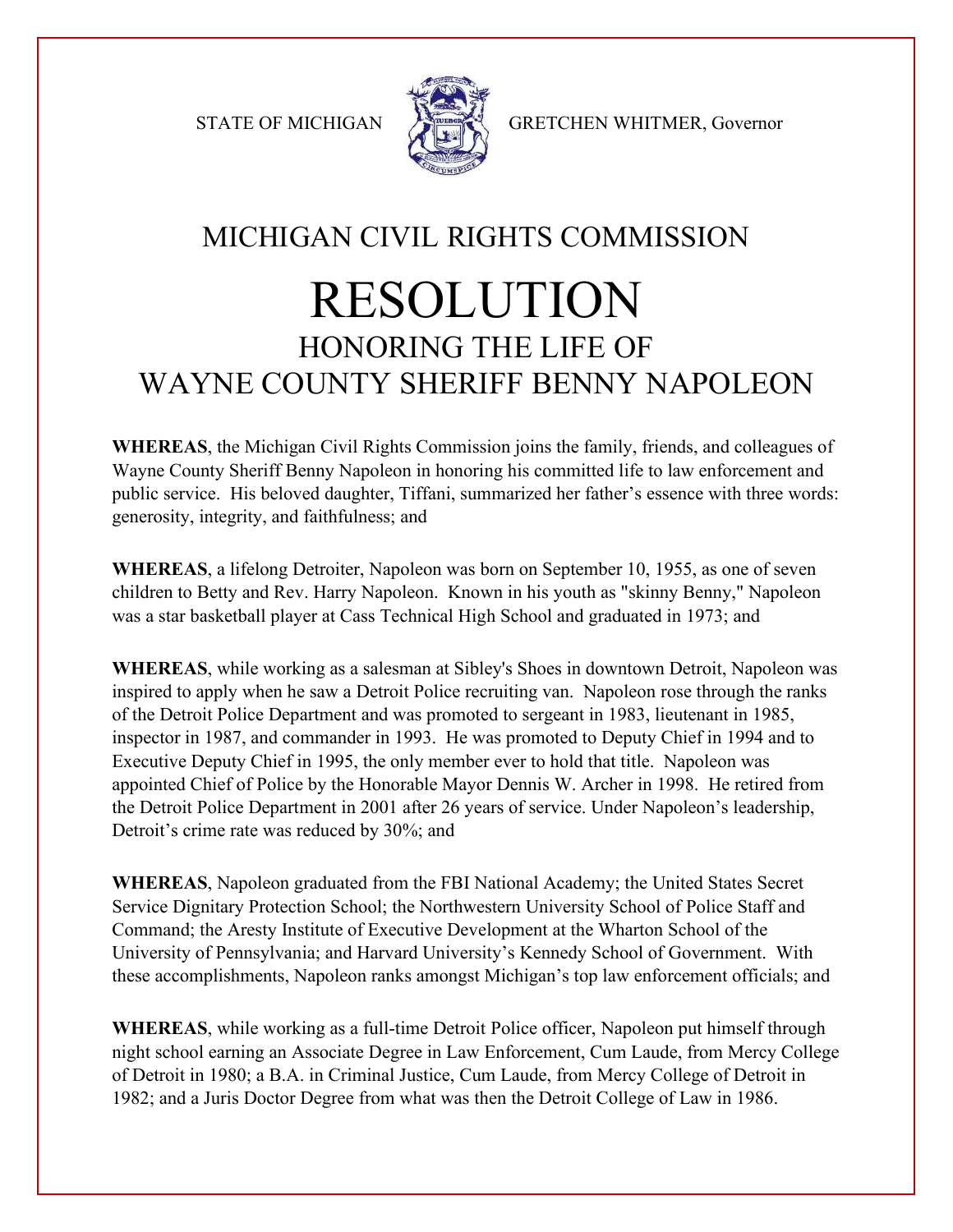STATE OF MICHIGAN GRETCHEN WHITMER, Governor

# MICHIGAN CIVIL RIGHTS COMMISSION

# RESOLUTION

## HONORING THE LIFE OF WAYNE COUNTY SHERIFF BENNY NAPOLEON

**WHEREAS**, the Michigan Civil Rights Commission joins the family, friends, and colleagues of Wayne County Sheriff Benny Napoleon in honoring his committed life to law enforcement and public service. His beloved daughter, Tiffani, summarized her father's essence with three words: generosity, integrity, and faithfulness; and

**WHEREAS**, a lifelong Detroiter, Napoleon was born on September 10, 1955, as one of seven children to Betty and Rev. Harry Napoleon. Known in his youth as "skinny Benny," Napoleon was a star basketball player at Cass Technical High School and graduated in 1973; and

**WHEREAS**, while working as a salesman at Sibley's Shoes in downtown Detroit, Napoleon was inspired to apply when he saw a Detroit Police recruiting van. Napoleon rose through the ranks of the Detroit Police Department and was promoted to sergeant in 1983, lieutenant in 1985, inspector in 1987, and commander in 1993. He was promoted to Deputy Chief in 1994 and to Executive Deputy Chief in 1995, the only member ever to hold that title. Napoleon was appointed Chief of Police by the Honorable Mayor Dennis W. Archer in 1998. He retired from the Detroit Police Department in 2001 after 26 years of service. Under Napoleon's leadership, Detroit's crime rate was reduced by 30%; and

**WHEREAS**, Napoleon graduated from the FBI National Academy; the United States Secret Service Dignitary Protection School; the Northwestern University School of Police Staff and Command; the Aresty Institute of Executive Development at the Wharton School of the University of Pennsylvania; and Harvard University's Kennedy School of Government. With these accomplishments, Napoleon ranks amongst Michigan's top law enforcement officials; and

**WHEREAS**, while working as a full-time Detroit Police officer, Napoleon put himself through night school earning an Associate Degree in Law Enforcement, Cum Laude, from Mercy College of Detroit in 1980; a B.A. in Criminal Justice, Cum Laude, from Mercy College of Detroit in 1982; and a Juris Doctor Degree from what was then the Detroit College of Law in 1986.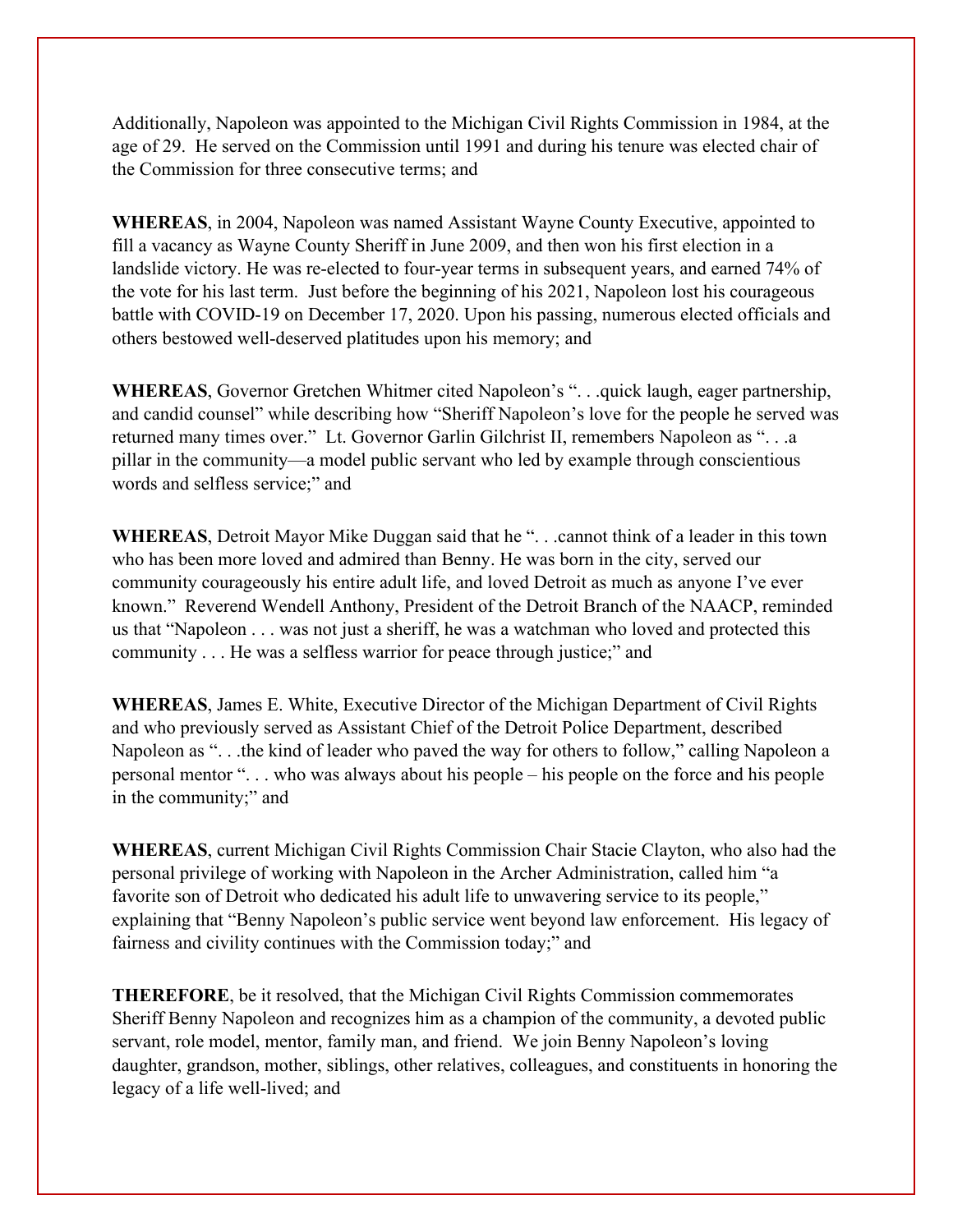Additionally, Napoleon was appointed to the Michigan Civil Rights Commission in 1984, at the age of 29. He served on the Commission until 1991 and during his tenure was elected chair of the Commission for three consecutive terms; and

**WHEREAS**, in 2004, Napoleon was named Assistant Wayne County Executive, appointed to fill a vacancy as Wayne County Sheriff in June 2009, and then won his first election in a landslide victory. He was re-elected to four-year terms in subsequent years, and earned 74% of the vote for his last term. Just before the beginning of his 2021, Napoleon lost his courageous battle with COVID-19 on December 17, 2020. Upon his passing, numerous elected officials and others bestowed well-deserved platitudes upon his memory; and

**WHEREAS**, Governor Gretchen Whitmer cited Napoleon's ". . .quick laugh, eager partnership, and candid counsel" while describing how "Sheriff Napoleon's love for the people he served was returned many times over." Lt. Governor Garlin Gilchrist II, remembers Napoleon as ". . .a pillar in the community—a model public servant who led by example through conscientious words and selfless service;" and

**WHEREAS**, Detroit Mayor Mike Duggan said that he ". . .cannot think of a leader in this town who has been more loved and admired than Benny. He was born in the city, served our community courageously his entire adult life, and loved Detroit as much as anyone I've ever known." Reverend Wendell Anthony, President of the Detroit Branch of the NAACP, reminded us that "Napoleon . . . was not just a sheriff, he was a watchman who loved and protected this community . . . He was a selfless warrior for peace through justice;" and

**WHEREAS**, James E. White, Executive Director of the Michigan Department of Civil Rights and who previously served as Assistant Chief of the Detroit Police Department, described Napoleon as ". . .the kind of leader who paved the way for others to follow," calling Napoleon a personal mentor ". . . who was always about his people – his people on the force and his people in the community;" and

**WHEREAS**, current Michigan Civil Rights Commission Chair Stacie Clayton, who also had the personal privilege of working with Napoleon in the Archer Administration, called him "a favorite son of Detroit who dedicated his adult life to unwavering service to its people," explaining that "Benny Napoleon's public service went beyond law enforcement. His legacy of fairness and civility continues with the Commission today;" and

**THEREFORE**, be it resolved, that the Michigan Civil Rights Commission commemorates Sheriff Benny Napoleon and recognizes him as a champion of the community, a devoted public servant, role model, mentor, family man, and friend. We join Benny Napoleon's loving daughter, grandson, mother, siblings, other relatives, colleagues, and constituents in honoring the legacy of a life well-lived; and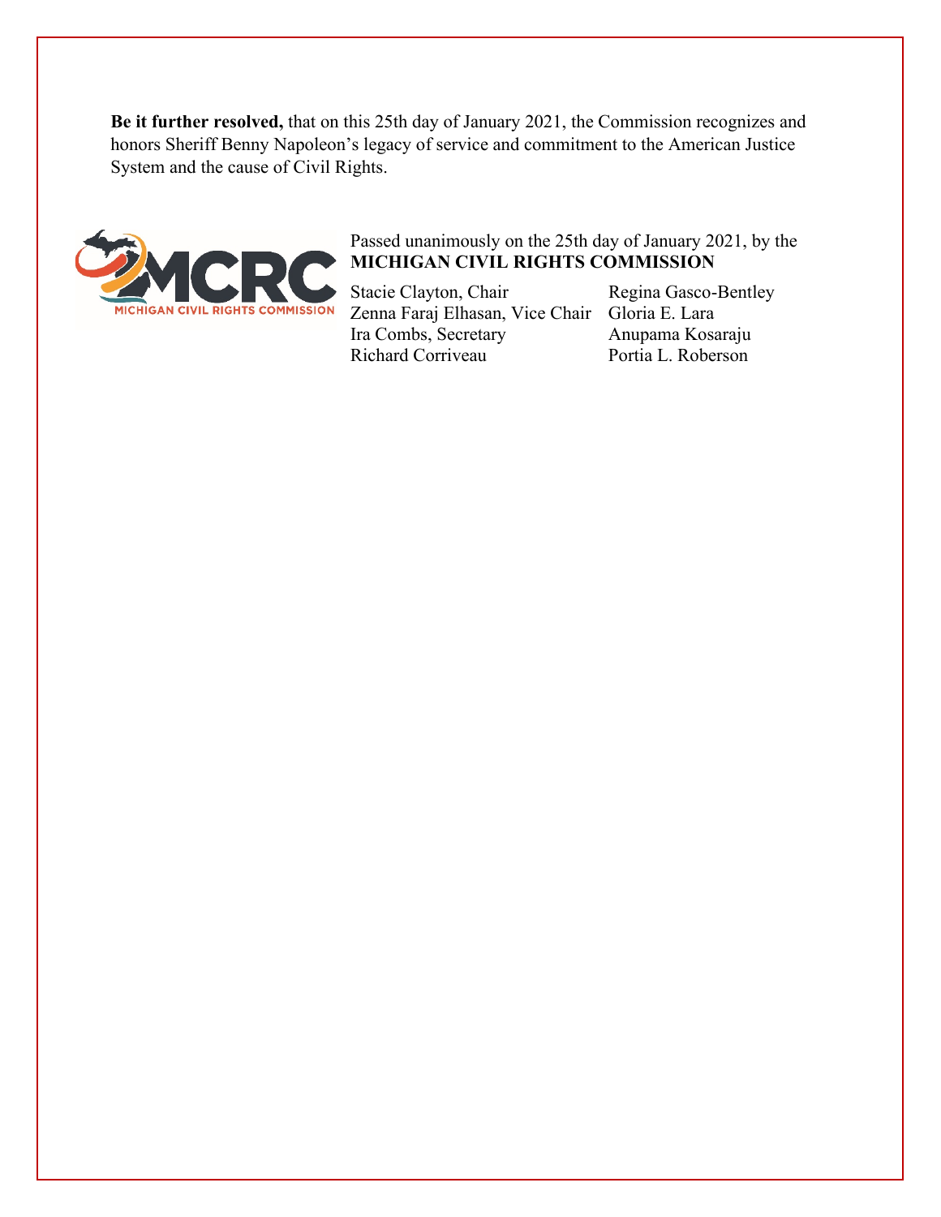**Be it further resolved,** that on this 25th day of January 2021, the Commission recognizes and honors Sheriff Benny Napoleon's legacy of service and commitment to the American Justice System and the cause of Civil Rights.

MCRC
MICHIGAN CIVIL RIGHTS COMMISSION

Passed unanimously on the 25th day of January 2021, by the
**MICHIGAN CIVIL RIGHTS COMMISSION**

Stacie Clayton, Chair
Zenna Faraj Elhasan, Vice Chair
Ira Combs, Secretary
Richard Corriveau
Regina Gasco-Bentley
Gloria E. Lara
Anupama Kosaraju
Portia L. Roberson